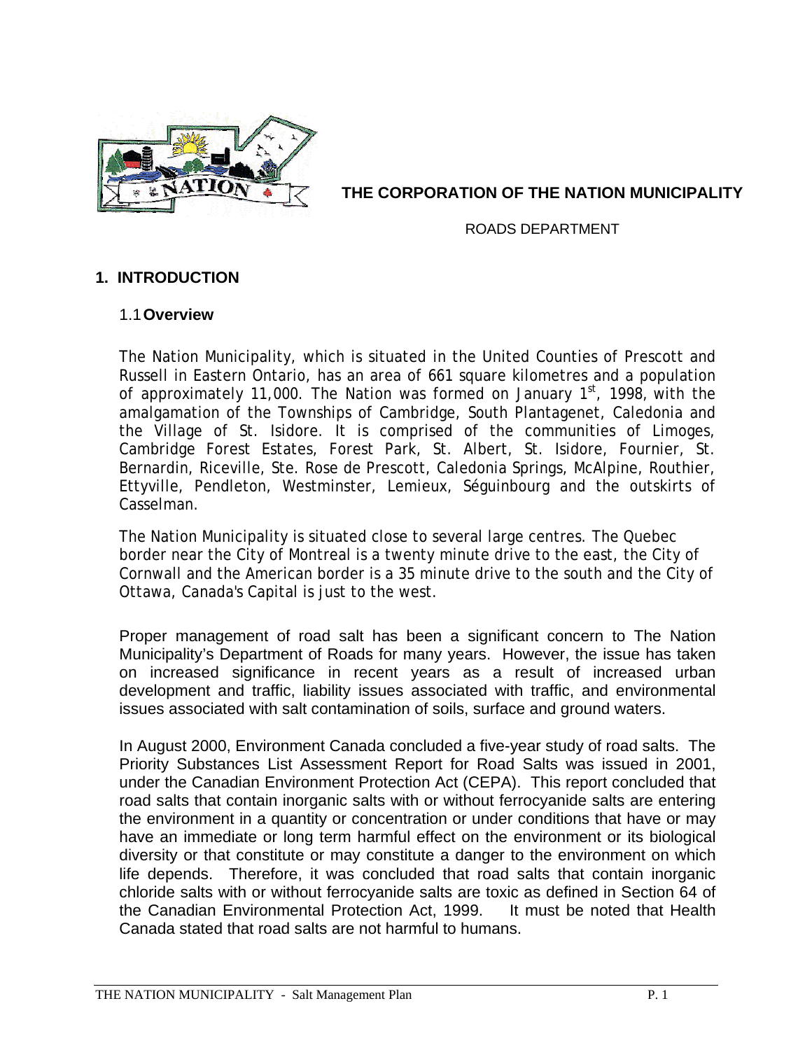**THE CORPORATION OF THE NATION MUNICIPALITY**

ROADS DEPARTMENT

# 1. INTRODUCTION

## 1.1 Overview

The Nation Municipality, which is situated in the United Counties of Prescott and Russell in Eastern Ontario, has an area of 661 square kilometres and a population of approximately 11,000. The Nation was formed on January 1st, 1998, with the amalgamation of the Townships of Cambridge, South Plantagenet, Caledonia and the Village of St. Isidore. It is comprised of the communities of Limoges, Cambridge Forest Estates, Forest Park, St. Albert, St. Isidore, Fournier, St. Bernardin, Riceville, Ste. Rose de Prescott, Caledonia Springs, McAlpine, Routhier, Ettyville, Pendleton, Westminster, Lemieux, Séguinbourg and the outskirts of Casselman.

The Nation Municipality is situated close to several large centres. The Quebec border near the City of Montreal is a twenty minute drive to the east, the City of Cornwall and the American border is a 35 minute drive to the south and the City of Ottawa, Canada's Capital is just to the west.

Proper management of road salt has been a significant concern to The Nation Municipality's Department of Roads for many years. However, the issue has taken on increased significance in recent years as a result of increased urban development and traffic, liability issues associated with traffic, and environmental issues associated with salt contamination of soils, surface and ground waters.

In August 2000, Environment Canada concluded a five-year study of road salts. The Priority Substances List Assessment Report for Road Salts was issued in 2001, under the Canadian Environment Protection Act (CEPA). This report concluded that road salts that contain inorganic salts with or without ferrocyanide salts are entering the environment in a quantity or concentration or under conditions that have or may have an immediate or long term harmful effect on the environment or its biological diversity or that constitute or may constitute a danger to the environment on which life depends. Therefore, it was concluded that road salts that contain inorganic chloride salts with or without ferrocyanide salts are toxic as defined in Section 64 of the Canadian Environmental Protection Act, 1999. It must be noted that Health Canada stated that road salts are not harmful to humans.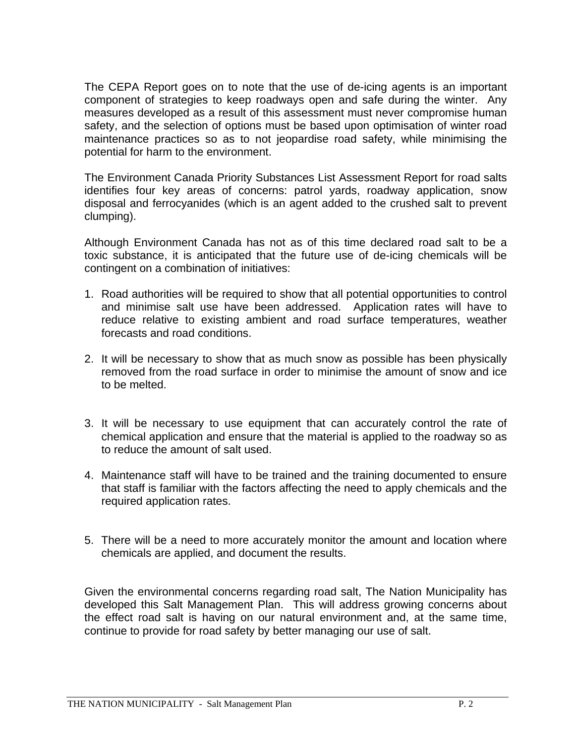The CEPA Report goes on to note that the use of de-icing agents is an important component of strategies to keep roadways open and safe during the winter. Any measures developed as a result of this assessment must never compromise human safety, and the selection of options must be based upon optimisation of winter road maintenance practices so as to not jeopardise road safety, while minimising the potential for harm to the environment.

The Environment Canada Priority Substances List Assessment Report for road salts identifies four key areas of concerns: patrol yards, roadway application, snow disposal and ferrocyanides (which is an agent added to the crushed salt to prevent clumping).

Although Environment Canada has not as of this time declared road salt to be a toxic substance, it is anticipated that the future use of de-icing chemicals will be contingent on a combination of initiatives:

1. Road authorities will be required to show that all potential opportunities to control and minimise salt use have been addressed. Application rates will have to reduce relative to existing ambient and road surface temperatures, weather forecasts and road conditions.

2. It will be necessary to show that as much snow as possible has been physically removed from the road surface in order to minimise the amount of snow and ice to be melted.

3. It will be necessary to use equipment that can accurately control the rate of chemical application and ensure that the material is applied to the roadway so as to reduce the amount of salt used.

4. Maintenance staff will have to be trained and the training documented to ensure that staff is familiar with the factors affecting the need to apply chemicals and the required application rates.

5. There will be a need to more accurately monitor the amount and location where chemicals are applied, and document the results.

Given the environmental concerns regarding road salt, The Nation Municipality has developed this Salt Management Plan. This will address growing concerns about the effect road salt is having on our natural environment and, at the same time, continue to provide for road safety by better managing our use of salt.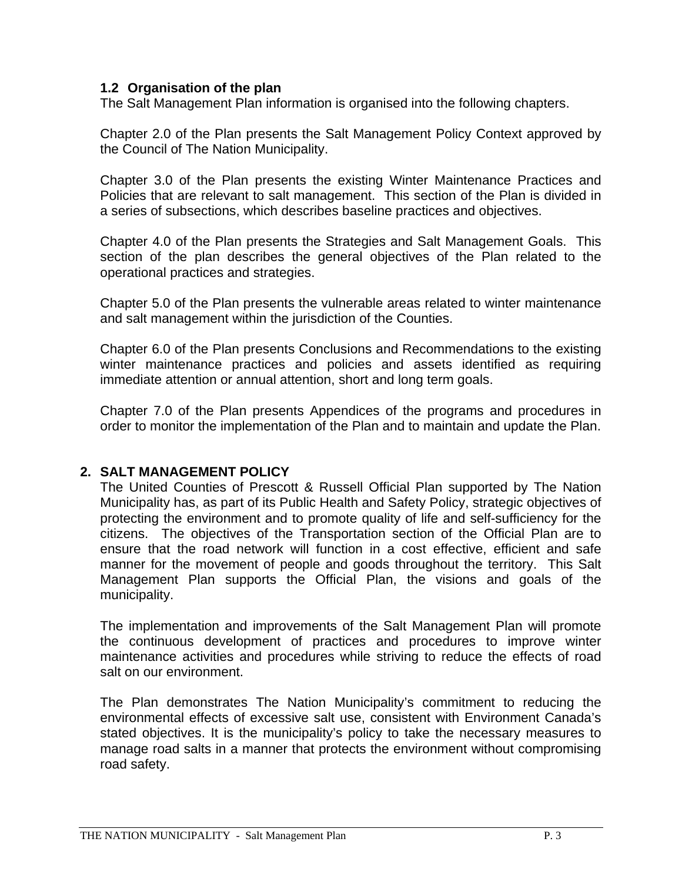### 1.2 Organisation of the plan

The Salt Management Plan information is organised into the following chapters.

Chapter 2.0 of the Plan presents the Salt Management Policy Context approved by the Council of The Nation Municipality.

Chapter 3.0 of the Plan presents the existing Winter Maintenance Practices and Policies that are relevant to salt management. This section of the Plan is divided in a series of subsections, which describes baseline practices and objectives.

Chapter 4.0 of the Plan presents the Strategies and Salt Management Goals. This section of the plan describes the general objectives of the Plan related to the operational practices and strategies.

Chapter 5.0 of the Plan presents the vulnerable areas related to winter maintenance and salt management within the jurisdiction of the Counties.

Chapter 6.0 of the Plan presents Conclusions and Recommendations to the existing winter maintenance practices and policies and assets identified as requiring immediate attention or annual attention, short and long term goals.

Chapter 7.0 of the Plan presents Appendices of the programs and procedures in order to monitor the implementation of the Plan and to maintain and update the Plan.

## 2. SALT MANAGEMENT POLICY

The United Counties of Prescott & Russell Official Plan supported by The Nation Municipality has, as part of its Public Health and Safety Policy, strategic objectives of protecting the environment and to promote quality of life and self-sufficiency for the citizens. The objectives of the Transportation section of the Official Plan are to ensure that the road network will function in a cost effective, efficient and safe manner for the movement of people and goods throughout the territory. This Salt Management Plan supports the Official Plan, the visions and goals of the municipality.

The implementation and improvements of the Salt Management Plan will promote the continuous development of practices and procedures to improve winter maintenance activities and procedures while striving to reduce the effects of road salt on our environment.

The Plan demonstrates The Nation Municipality's commitment to reducing the environmental effects of excessive salt use, consistent with Environment Canada's stated objectives. It is the municipality's policy to take the necessary measures to manage road salts in a manner that protects the environment without compromising road safety.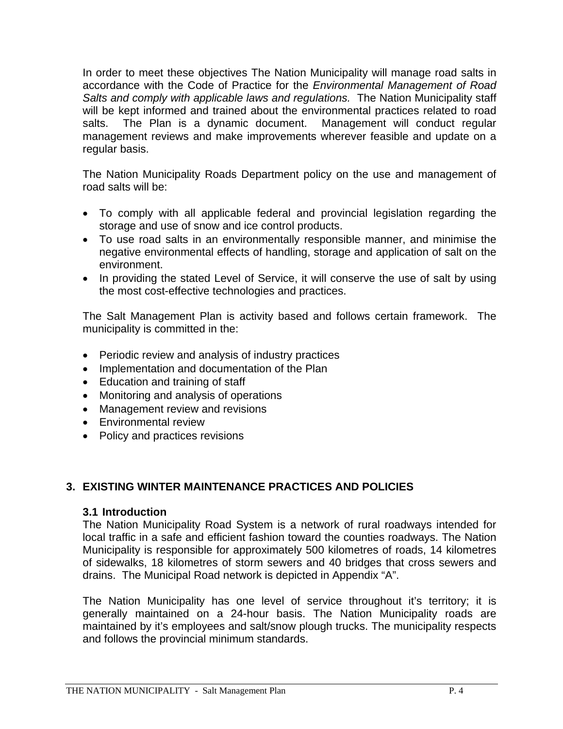In order to meet these objectives The Nation Municipality will manage road salts in accordance with the Code of Practice for the *Environmental Management of Road Salts and comply with applicable laws and regulations.* The Nation Municipality staff will be kept informed and trained about the environmental practices related to road salts. The Plan is a dynamic document. Management will conduct regular management reviews and make improvements wherever feasible and update on a regular basis.

The Nation Municipality Roads Department policy on the use and management of road salts will be:

- To comply with all applicable federal and provincial legislation regarding the storage and use of snow and ice control products.
- To use road salts in an environmentally responsible manner, and minimise the negative environmental effects of handling, storage and application of salt on the environment.
- In providing the stated Level of Service, it will conserve the use of salt by using the most cost-effective technologies and practices.

The Salt Management Plan is activity based and follows certain framework. The municipality is committed in the:

- Periodic review and analysis of industry practices
- Implementation and documentation of the Plan
- Education and training of staff
- Monitoring and analysis of operations
- Management review and revisions
- Environmental review
- Policy and practices revisions

## 3. EXISTING WINTER MAINTENANCE PRACTICES AND POLICIES

### 3.1 Introduction

The Nation Municipality Road System is a network of rural roadways intended for local traffic in a safe and efficient fashion toward the counties roadways. The Nation Municipality is responsible for approximately 500 kilometres of roads, 14 kilometres of sidewalks, 18 kilometres of storm sewers and 40 bridges that cross sewers and drains. The Municipal Road network is depicted in Appendix “A”.

The Nation Municipality has one level of service throughout it’s territory; it is generally maintained on a 24-hour basis. The Nation Municipality roads are maintained by it’s employees and salt/snow plough trucks. The municipality respects and follows the provincial minimum standards.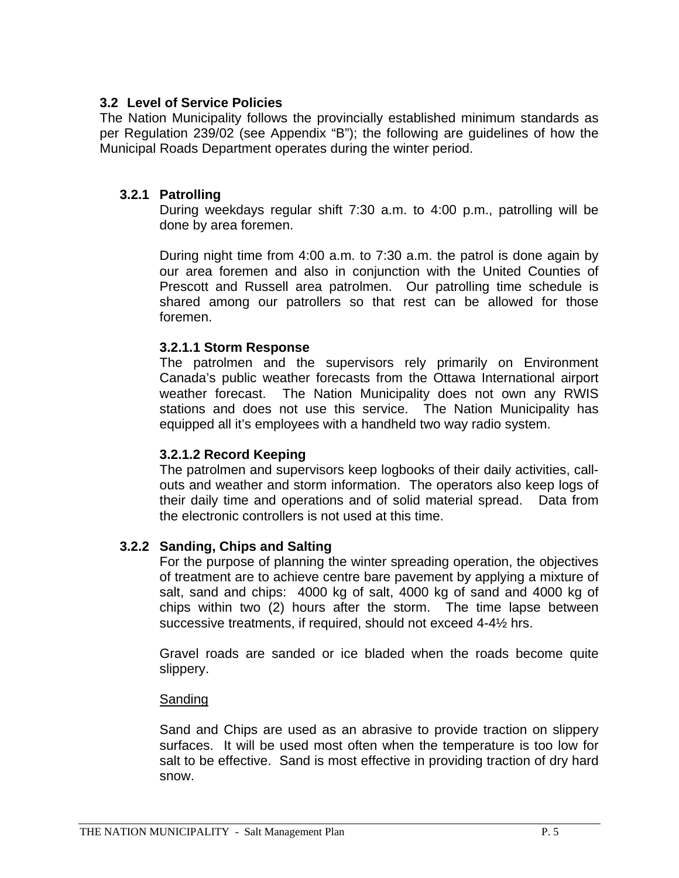## 3.2 Level of Service Policies

The Nation Municipality follows the provincially established minimum standards as per Regulation 239/02 (see Appendix "B"); the following are guidelines of how the Municipal Roads Department operates during the winter period.

### 3.2.1 Patrolling

During weekdays regular shift 7:30 a.m. to 4:00 p.m., patrolling will be done by area foremen.

During night time from 4:00 a.m. to 7:30 a.m. the patrol is done again by our area foremen and also in conjunction with the United Counties of Prescott and Russell area patrolmen. Our patrolling time schedule is shared among our patrollers so that rest can be allowed for those foremen.

#### 3.2.1.1 Storm Response

The patrolmen and the supervisors rely primarily on Environment Canada's public weather forecasts from the Ottawa International airport weather forecast. The Nation Municipality does not own any RWIS stations and does not use this service. The Nation Municipality has equipped all it's employees with a handheld two way radio system.

#### 3.2.1.2 Record Keeping

The patrolmen and supervisors keep logbooks of their daily activities, call-outs and weather and storm information. The operators also keep logs of their daily time and operations and of solid material spread. Data from the electronic controllers is not used at this time.

### 3.2.2 Sanding, Chips and Salting

For the purpose of planning the winter spreading operation, the objectives of treatment are to achieve centre bare pavement by applying a mixture of salt, sand and chips: 4000 kg of salt, 4000 kg of sand and 4000 kg of chips within two (2) hours after the storm. The time lapse between successive treatments, if required, should not exceed 4-4½ hrs.

Gravel roads are sanded or ice bladed when the roads become quite slippery.

<u>Sanding</u>

Sand and Chips are used as an abrasive to provide traction on slippery surfaces. It will be used most often when the temperature is too low for salt to be effective. Sand is most effective in providing traction of dry hard snow.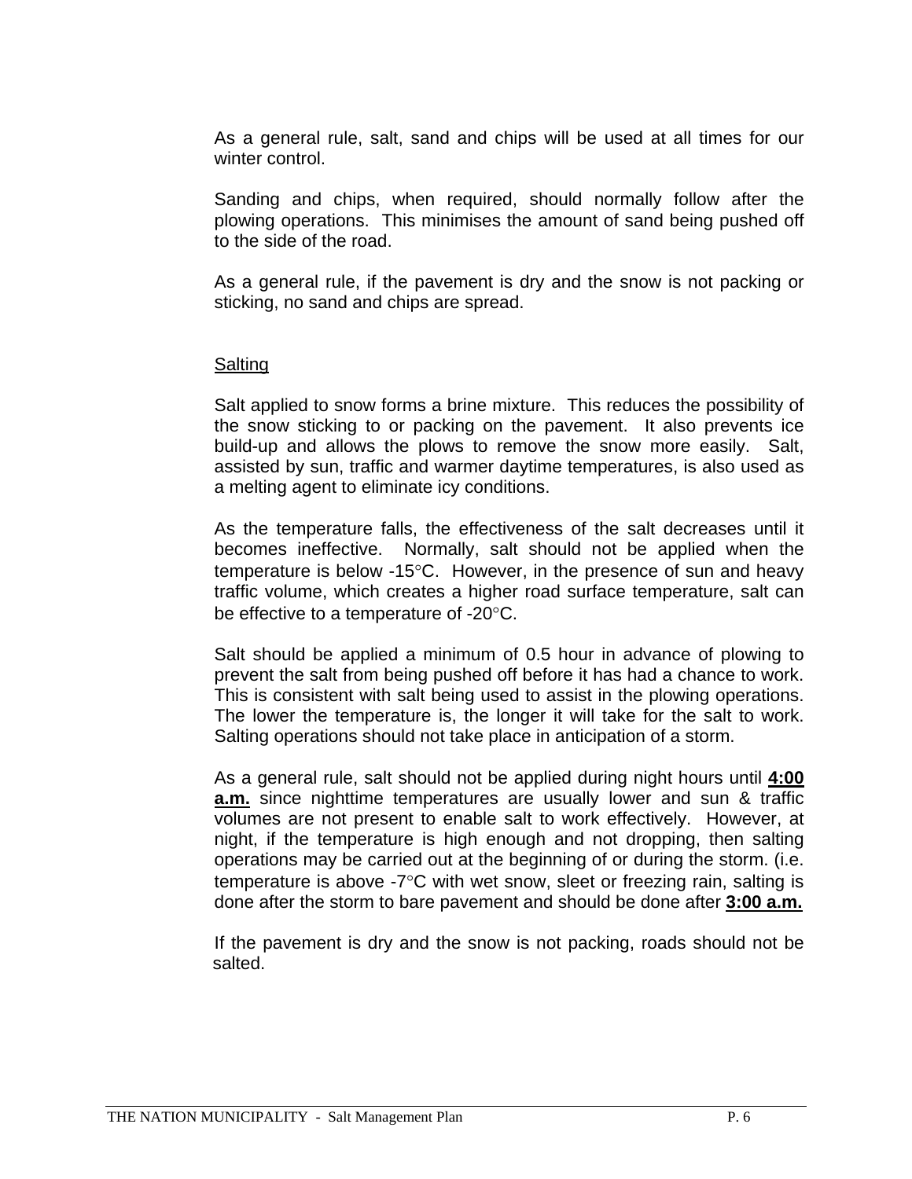As a general rule, salt, sand and chips will be used at all times for our winter control.

Sanding and chips, when required, should normally follow after the plowing operations. This minimises the amount of sand being pushed off to the side of the road.

As a general rule, if the pavement is dry and the snow is not packing or sticking, no sand and chips are spread.

Salting

Salt applied to snow forms a brine mixture. This reduces the possibility of the snow sticking to or packing on the pavement. It also prevents ice build-up and allows the plows to remove the snow more easily. Salt, assisted by sun, traffic and warmer daytime temperatures, is also used as a melting agent to eliminate icy conditions.

As the temperature falls, the effectiveness of the salt decreases until it becomes ineffective. Normally, salt should not be applied when the temperature is below -15°C. However, in the presence of sun and heavy traffic volume, which creates a higher road surface temperature, salt can be effective to a temperature of -20°C.

Salt should be applied a minimum of 0.5 hour in advance of plowing to prevent the salt from being pushed off before it has had a chance to work. This is consistent with salt being used to assist in the plowing operations. The lower the temperature is, the longer it will take for the salt to work. Salting operations should not take place in anticipation of a storm.

As a general rule, salt should not be applied during night hours until **4:00 a.m.** since nighttime temperatures are usually lower and sun & traffic volumes are not present to enable salt to work effectively. However, at night, if the temperature is high enough and not dropping, then salting operations may be carried out at the beginning of or during the storm. (i.e. temperature is above -7°C with wet snow, sleet or freezing rain, salting is done after the storm to bare pavement and should be done after **3:00 a.m.**

If the pavement is dry and the snow is not packing, roads should not be salted.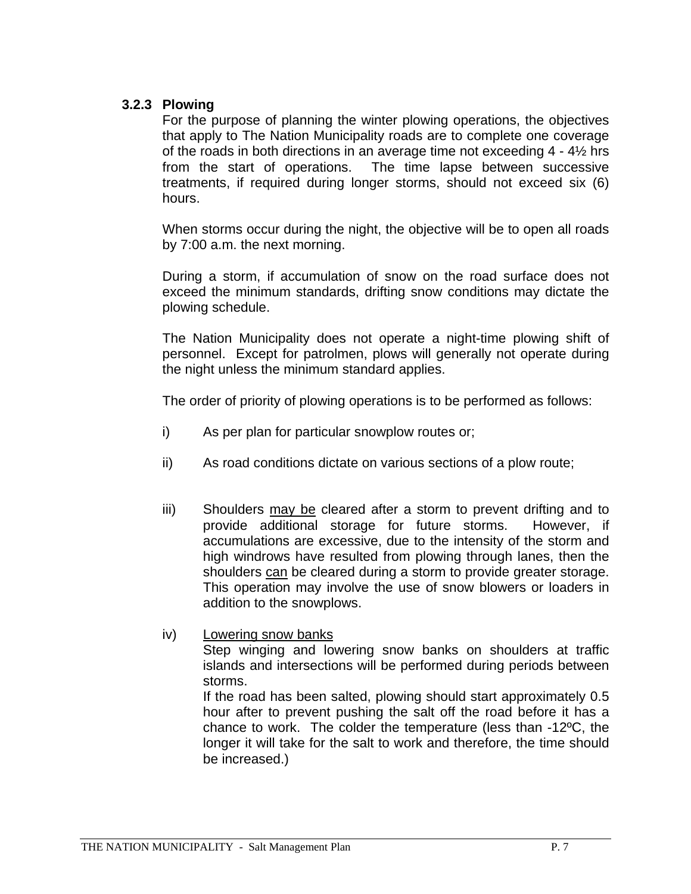### 3.2.3 Plowing

For the purpose of planning the winter plowing operations, the objectives that apply to The Nation Municipality roads are to complete one coverage of the roads in both directions in an average time not exceeding 4 - 4½ hrs from the start of operations. The time lapse between successive treatments, if required during longer storms, should not exceed six (6) hours.

When storms occur during the night, the objective will be to open all roads by 7:00 a.m. the next morning.

During a storm, if accumulation of snow on the road surface does not exceed the minimum standards, drifting snow conditions may dictate the plowing schedule.

The Nation Municipality does not operate a night-time plowing shift of personnel. Except for patrolmen, plows will generally not operate during the night unless the minimum standard applies.

The order of priority of plowing operations is to be performed as follows:

i) As per plan for particular snowplow routes or;

ii) As road conditions dictate on various sections of a plow route;

iii) Shoulders <u>may be</u> cleared after a storm to prevent drifting and to provide additional storage for future storms. However, if accumulations are excessive, due to the intensity of the storm and high windrows have resulted from plowing through lanes, then the shoulders <u>can</u> be cleared during a storm to provide greater storage. This operation may involve the use of snow blowers or loaders in addition to the snowplows.

iv) <u>Lowering snow banks</u>
Step winging and lowering snow banks on shoulders at traffic islands and intersections will be performed during periods between storms.
If the road has been salted, plowing should start approximately 0.5 hour after to prevent pushing the salt off the road before it has a chance to work. The colder the temperature (less than -12ºC, the longer it will take for the salt to work and therefore, the time should be increased.)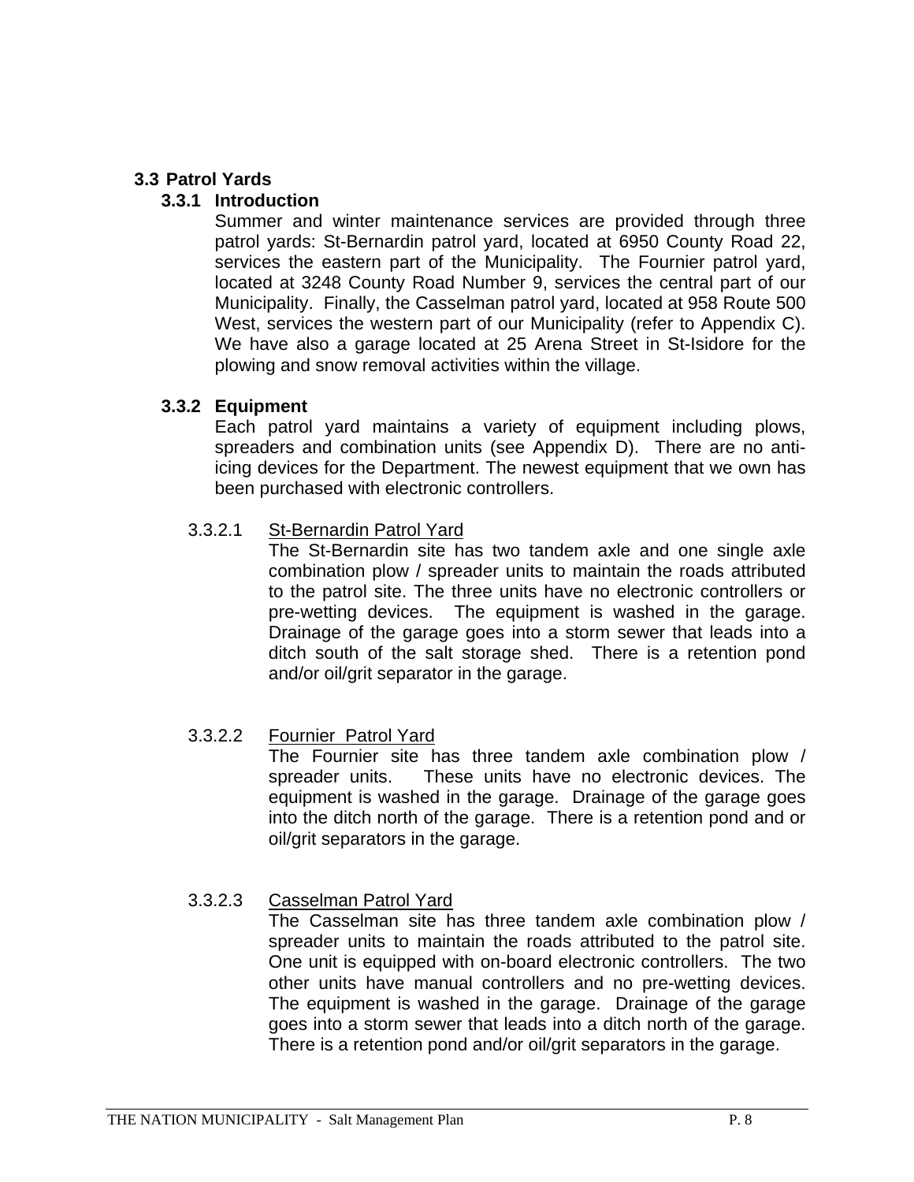## 3.3 Patrol Yards

### 3.3.1 Introduction

Summer and winter maintenance services are provided through three patrol yards: St-Bernardin patrol yard, located at 6950 County Road 22, services the eastern part of the Municipality. The Fournier patrol yard, located at 3248 County Road Number 9, services the central part of our Municipality. Finally, the Casselman patrol yard, located at 958 Route 500 West, services the western part of our Municipality (refer to Appendix C). We have also a garage located at 25 Arena Street in St-Isidore for the plowing and snow removal activities within the village.

### 3.3.2 Equipment

Each patrol yard maintains a variety of equipment including plows, spreaders and combination units (see Appendix D). There are no anti-icing devices for the Department. The newest equipment that we own has been purchased with electronic controllers.

#### 3.3.2.1 St-Bernardin Patrol Yard

The St-Bernardin site has two tandem axle and one single axle combination plow / spreader units to maintain the roads attributed to the patrol site. The three units have no electronic controllers or pre-wetting devices. The equipment is washed in the garage. Drainage of the garage goes into a storm sewer that leads into a ditch south of the salt storage shed. There is a retention pond and/or oil/grit separator in the garage.

#### 3.3.2.2 Fournier Patrol Yard

The Fournier site has three tandem axle combination plow / spreader units. These units have no electronic devices. The equipment is washed in the garage. Drainage of the garage goes into the ditch north of the garage. There is a retention pond and or oil/grit separators in the garage.

#### 3.3.2.3 Casselman Patrol Yard

The Casselman site has three tandem axle combination plow / spreader units to maintain the roads attributed to the patrol site. One unit is equipped with on-board electronic controllers. The two other units have manual controllers and no pre-wetting devices. The equipment is washed in the garage. Drainage of the garage goes into a storm sewer that leads into a ditch north of the garage. There is a retention pond and/or oil/grit separators in the garage.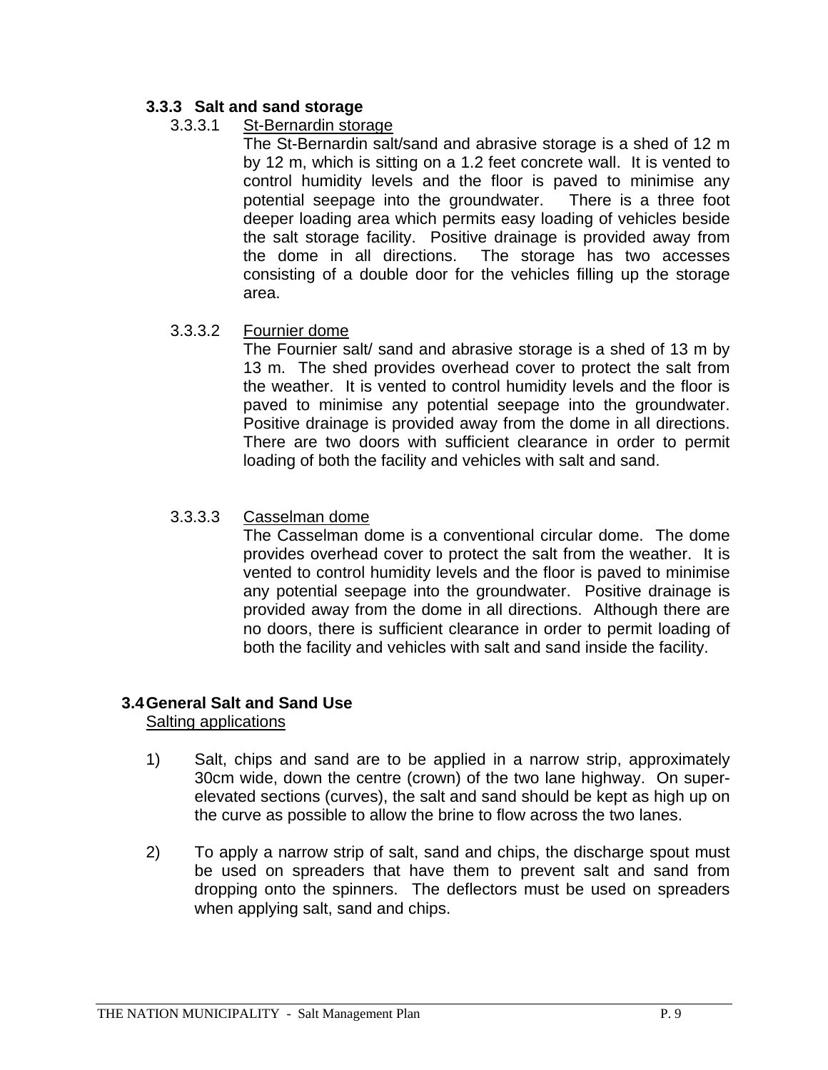### 3.3.3 Salt and sand storage

#### 3.3.3.1 St-Bernardin storage

The St-Bernardin salt/sand and abrasive storage is a shed of 12 m by 12 m, which is sitting on a 1.2 feet concrete wall. It is vented to control humidity levels and the floor is paved to minimise any potential seepage into the groundwater. There is a three foot deeper loading area which permits easy loading of vehicles beside the salt storage facility. Positive drainage is provided away from the dome in all directions. The storage has two accesses consisting of a double door for the vehicles filling up the storage area.

#### 3.3.3.2 Fournier dome

The Fournier salt/ sand and abrasive storage is a shed of 13 m by 13 m. The shed provides overhead cover to protect the salt from the weather. It is vented to control humidity levels and the floor is paved to minimise any potential seepage into the groundwater. Positive drainage is provided away from the dome in all directions. There are two doors with sufficient clearance in order to permit loading of both the facility and vehicles with salt and sand.

#### 3.3.3.3 Casselman dome

The Casselman dome is a conventional circular dome. The dome provides overhead cover to protect the salt from the weather. It is vented to control humidity levels and the floor is paved to minimise any potential seepage into the groundwater. Positive drainage is provided away from the dome in all directions. Although there are no doors, there is sufficient clearance in order to permit loading of both the facility and vehicles with salt and sand inside the facility.

## 3.4 General Salt and Sand Use

Salting applications

1) Salt, chips and sand are to be applied in a narrow strip, approximately 30cm wide, down the centre (crown) of the two lane highway. On super-elevated sections (curves), the salt and sand should be kept as high up on the curve as possible to allow the brine to flow across the two lanes.

2) To apply a narrow strip of salt, sand and chips, the discharge spout must be used on spreaders that have them to prevent salt and sand from dropping onto the spinners. The deflectors must be used on spreaders when applying salt, sand and chips.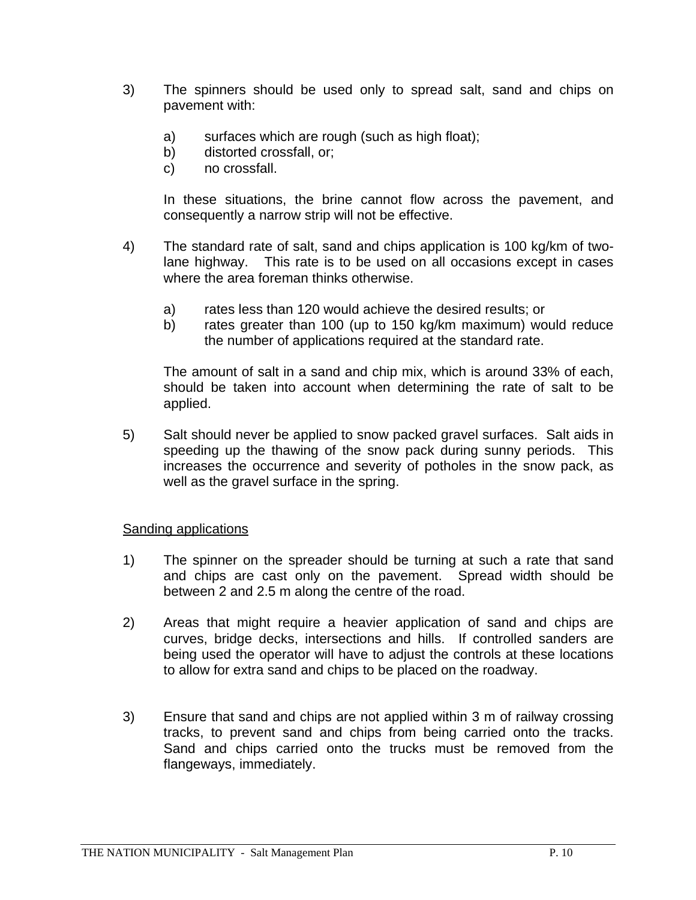3) The spinners should be used only to spread salt, sand and chips on pavement with:

   a) surfaces which are rough (such as high float);
   b) distorted crossfall, or;
   c) no crossfall.

   In these situations, the brine cannot flow across the pavement, and consequently a narrow strip will not be effective.

4) The standard rate of salt, sand and chips application is 100 kg/km of two-lane highway. This rate is to be used on all occasions except in cases where the area foreman thinks otherwise.

   a) rates less than 120 would achieve the desired results; or
   b) rates greater than 100 (up to 150 kg/km maximum) would reduce the number of applications required at the standard rate.

   The amount of salt in a sand and chip mix, which is around 33% of each, should be taken into account when determining the rate of salt to be applied.

5) Salt should never be applied to snow packed gravel surfaces. Salt aids in speeding up the thawing of the snow pack during sunny periods. This increases the occurrence and severity of potholes in the snow pack, as well as the gravel surface in the spring.

<u>Sanding applications</u>

1) The spinner on the spreader should be turning at such a rate that sand and chips are cast only on the pavement. Spread width should be between 2 and 2.5 m along the centre of the road.

2) Areas that might require a heavier application of sand and chips are curves, bridge decks, intersections and hills. If controlled sanders are being used the operator will have to adjust the controls at these locations to allow for extra sand and chips to be placed on the roadway.

3) Ensure that sand and chips are not applied within 3 m of railway crossing tracks, to prevent sand and chips from being carried onto the tracks. Sand and chips carried onto the trucks must be removed from the flangeways, immediately.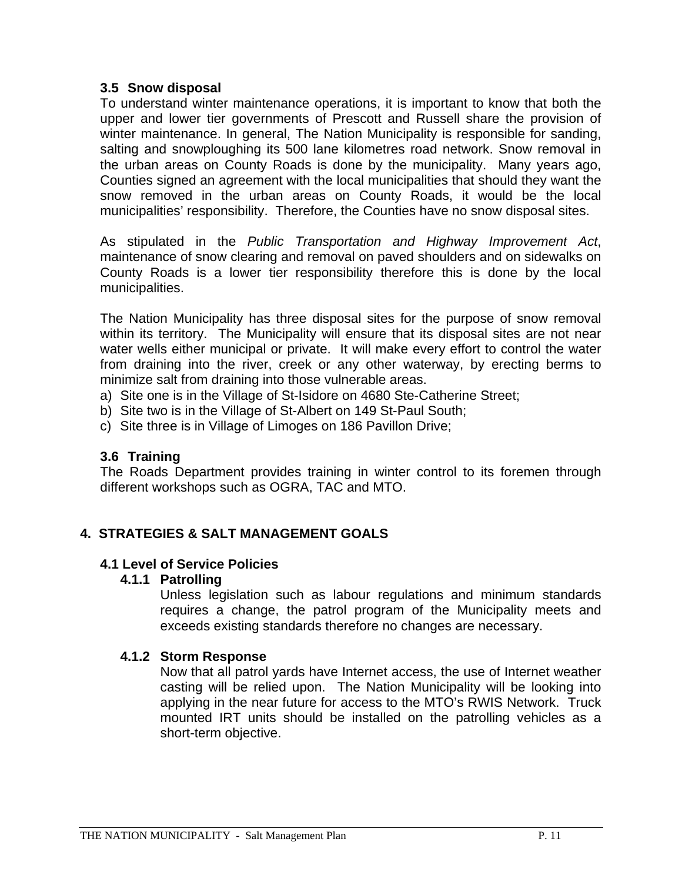### 3.5 Snow disposal

To understand winter maintenance operations, it is important to know that both the upper and lower tier governments of Prescott and Russell share the provision of winter maintenance. In general, The Nation Municipality is responsible for sanding, salting and snowploughing its 500 lane kilometres road network. Snow removal in the urban areas on County Roads is done by the municipality. Many years ago, Counties signed an agreement with the local municipalities that should they want the snow removed in the urban areas on County Roads, it would be the local municipalities' responsibility. Therefore, the Counties have no snow disposal sites.

As stipulated in the *Public Transportation and Highway Improvement Act*, maintenance of snow clearing and removal on paved shoulders and on sidewalks on County Roads is a lower tier responsibility therefore this is done by the local municipalities.

The Nation Municipality has three disposal sites for the purpose of snow removal within its territory. The Municipality will ensure that its disposal sites are not near water wells either municipal or private. It will make every effort to control the water from draining into the river, creek or any other waterway, by erecting berms to minimize salt from draining into those vulnerable areas.

a) Site one is in the Village of St-Isidore on 4680 Ste-Catherine Street;
b) Site two is in the Village of St-Albert on 149 St-Paul South;
c) Site three is in Village of Limoges on 186 Pavillon Drive;

### 3.6 Training

The Roads Department provides training in winter control to its foremen through different workshops such as OGRA, TAC and MTO.

## 4. STRATEGIES & SALT MANAGEMENT GOALS

### 4.1 Level of Service Policies

#### 4.1.1 Patrolling

Unless legislation such as labour regulations and minimum standards requires a change, the patrol program of the Municipality meets and exceeds existing standards therefore no changes are necessary.

#### 4.1.2 Storm Response

Now that all patrol yards have Internet access, the use of Internet weather casting will be relied upon. The Nation Municipality will be looking into applying in the near future for access to the MTO's RWIS Network. Truck mounted IRT units should be installed on the patrolling vehicles as a short-term objective.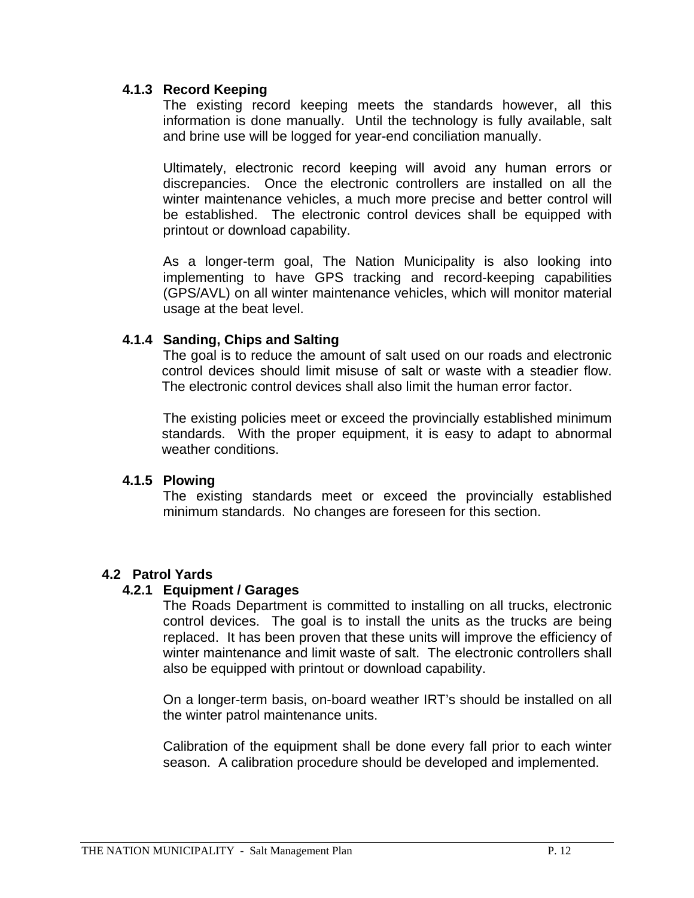#### 4.1.3 Record Keeping

The existing record keeping meets the standards however, all this information is done manually. Until the technology is fully available, salt and brine use will be logged for year-end conciliation manually.

Ultimately, electronic record keeping will avoid any human errors or discrepancies. Once the electronic controllers are installed on all the winter maintenance vehicles, a much more precise and better control will be established. The electronic control devices shall be equipped with printout or download capability.

As a longer-term goal, The Nation Municipality is also looking into implementing to have GPS tracking and record-keeping capabilities (GPS/AVL) on all winter maintenance vehicles, which will monitor material usage at the beat level.

#### 4.1.4 Sanding, Chips and Salting

The goal is to reduce the amount of salt used on our roads and electronic control devices should limit misuse of salt or waste with a steadier flow. The electronic control devices shall also limit the human error factor.

The existing policies meet or exceed the provincially established minimum standards. With the proper equipment, it is easy to adapt to abnormal weather conditions.

#### 4.1.5 Plowing

The existing standards meet or exceed the provincially established minimum standards. No changes are foreseen for this section.

### 4.2 Patrol Yards

#### 4.2.1 Equipment / Garages

The Roads Department is committed to installing on all trucks, electronic control devices. The goal is to install the units as the trucks are being replaced. It has been proven that these units will improve the efficiency of winter maintenance and limit waste of salt. The electronic controllers shall also be equipped with printout or download capability.

On a longer-term basis, on-board weather IRT's should be installed on all the winter patrol maintenance units.

Calibration of the equipment shall be done every fall prior to each winter season. A calibration procedure should be developed and implemented.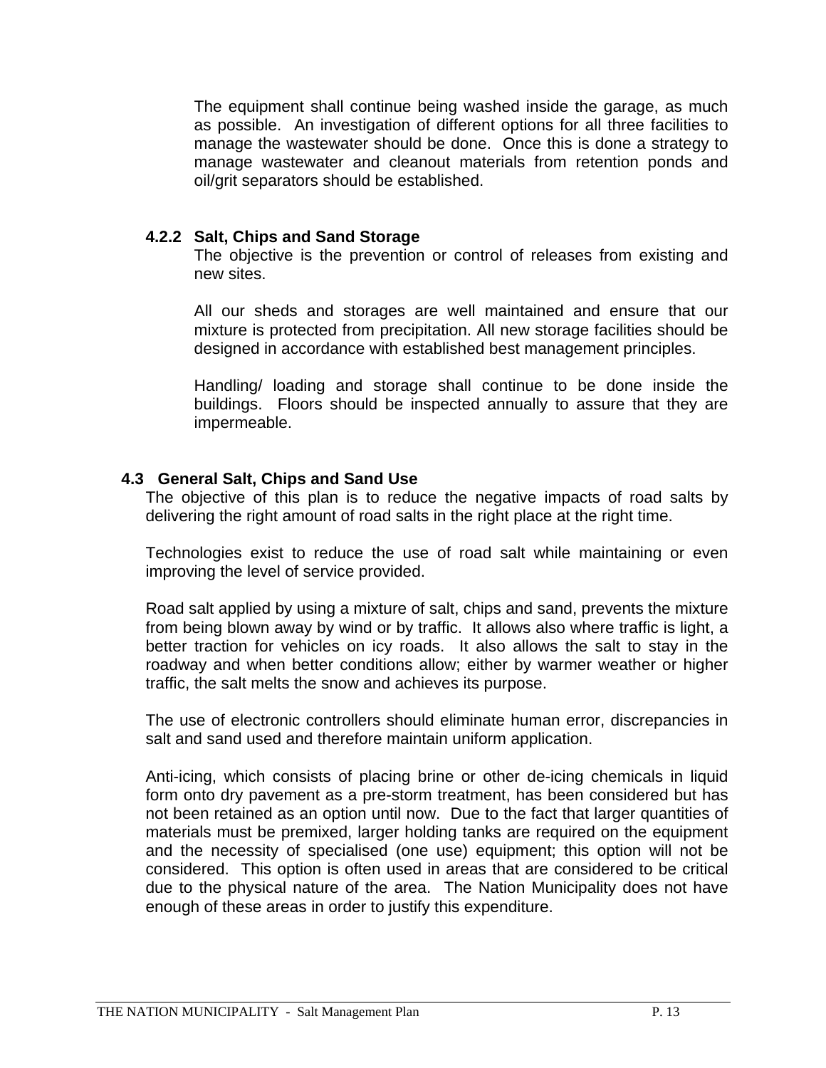The equipment shall continue being washed inside the garage, as much as possible. An investigation of different options for all three facilities to manage the wastewater should be done. Once this is done a strategy to manage wastewater and cleanout materials from retention ponds and oil/grit separators should be established.

#### 4.2.2 Salt, Chips and Sand Storage

The objective is the prevention or control of releases from existing and new sites.

All our sheds and storages are well maintained and ensure that our mixture is protected from precipitation. All new storage facilities should be designed in accordance with established best management principles.

Handling/ loading and storage shall continue to be done inside the buildings. Floors should be inspected annually to assure that they are impermeable.

### 4.3 General Salt, Chips and Sand Use

The objective of this plan is to reduce the negative impacts of road salts by delivering the right amount of road salts in the right place at the right time.

Technologies exist to reduce the use of road salt while maintaining or even improving the level of service provided.

Road salt applied by using a mixture of salt, chips and sand, prevents the mixture from being blown away by wind or by traffic. It allows also where traffic is light, a better traction for vehicles on icy roads. It also allows the salt to stay in the roadway and when better conditions allow; either by warmer weather or higher traffic, the salt melts the snow and achieves its purpose.

The use of electronic controllers should eliminate human error, discrepancies in salt and sand used and therefore maintain uniform application.

Anti-icing, which consists of placing brine or other de-icing chemicals in liquid form onto dry pavement as a pre-storm treatment, has been considered but has not been retained as an option until now. Due to the fact that larger quantities of materials must be premixed, larger holding tanks are required on the equipment and the necessity of specialised (one use) equipment; this option will not be considered. This option is often used in areas that are considered to be critical due to the physical nature of the area. The Nation Municipality does not have enough of these areas in order to justify this expenditure.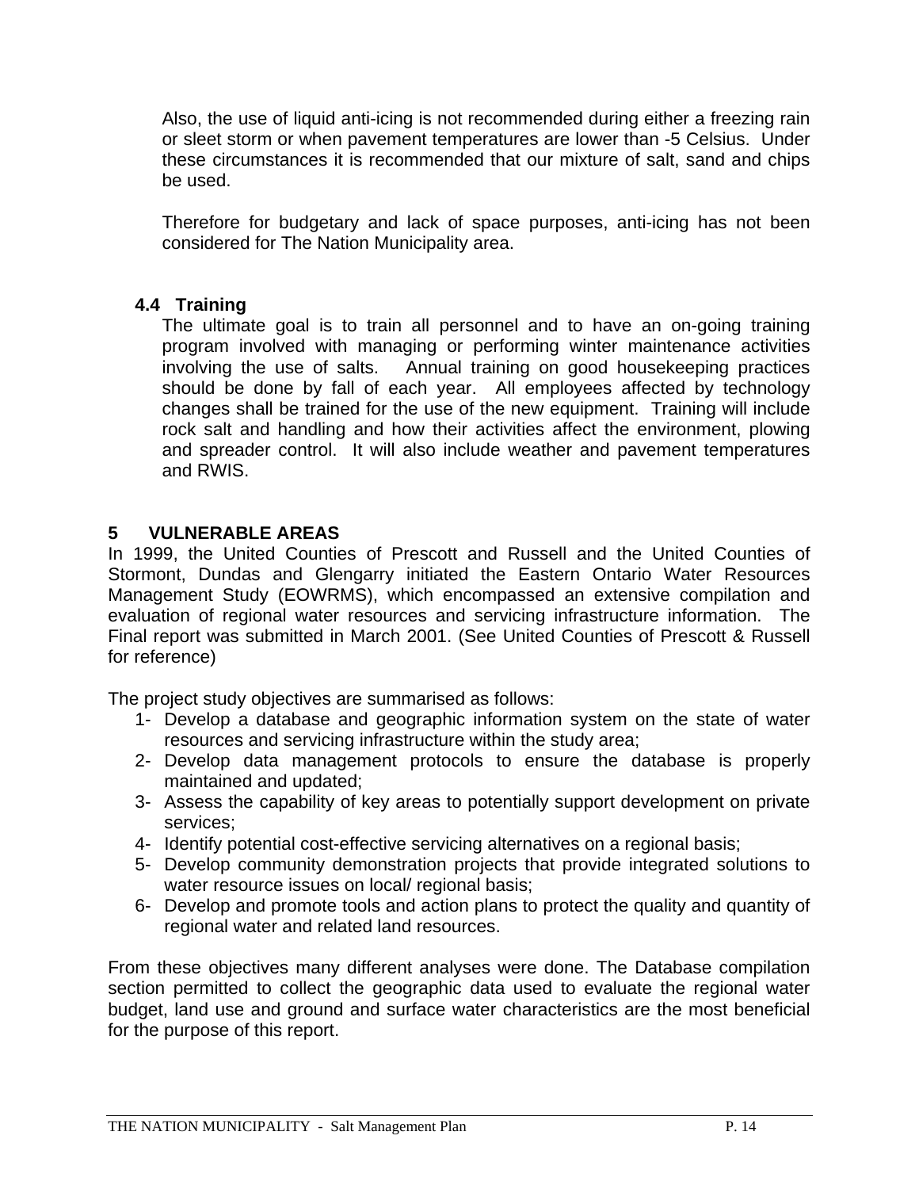Also, the use of liquid anti-icing is not recommended during either a freezing rain or sleet storm or when pavement temperatures are lower than -5 Celsius. Under these circumstances it is recommended that our mixture of salt, sand and chips be used.

Therefore for budgetary and lack of space purposes, anti-icing has not been considered for The Nation Municipality area.

### 4.4 Training

The ultimate goal is to train all personnel and to have an on-going training program involved with managing or performing winter maintenance activities involving the use of salts. Annual training on good housekeeping practices should be done by fall of each year. All employees affected by technology changes shall be trained for the use of the new equipment. Training will include rock salt and handling and how their activities affect the environment, plowing and spreader control. It will also include weather and pavement temperatures and RWIS.

## 5 VULNERABLE AREAS

In 1999, the United Counties of Prescott and Russell and the United Counties of Stormont, Dundas and Glengarry initiated the Eastern Ontario Water Resources Management Study (EOWRMS), which encompassed an extensive compilation and evaluation of regional water resources and servicing infrastructure information. The Final report was submitted in March 2001. (See United Counties of Prescott & Russell for reference)

The project study objectives are summarised as follows:

1- Develop a database and geographic information system on the state of water resources and servicing infrastructure within the study area;
2- Develop data management protocols to ensure the database is properly maintained and updated;
3- Assess the capability of key areas to potentially support development on private services;
4- Identify potential cost-effective servicing alternatives on a regional basis;
5- Develop community demonstration projects that provide integrated solutions to water resource issues on local/ regional basis;
6- Develop and promote tools and action plans to protect the quality and quantity of regional water and related land resources.

From these objectives many different analyses were done. The Database compilation section permitted to collect the geographic data used to evaluate the regional water budget, land use and ground and surface water characteristics are the most beneficial for the purpose of this report.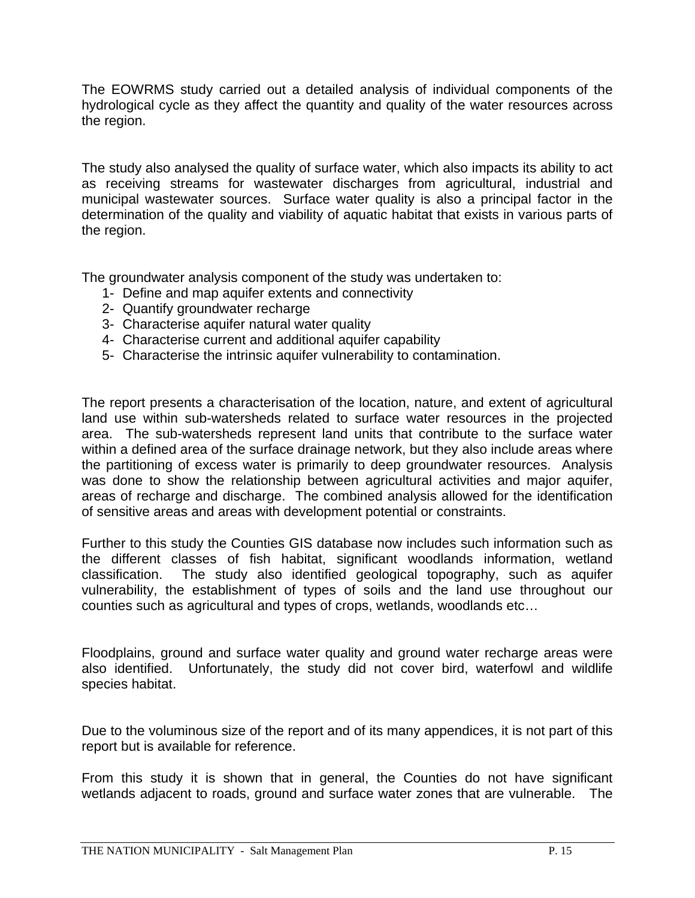The EOWRMS study carried out a detailed analysis of individual components of the hydrological cycle as they affect the quantity and quality of the water resources across the region.

The study also analysed the quality of surface water, which also impacts its ability to act as receiving streams for wastewater discharges from agricultural, industrial and municipal wastewater sources. Surface water quality is also a principal factor in the determination of the quality and viability of aquatic habitat that exists in various parts of the region.

The groundwater analysis component of the study was undertaken to:

1- Define and map aquifer extents and connectivity
2- Quantify groundwater recharge
3- Characterise aquifer natural water quality
4- Characterise current and additional aquifer capability
5- Characterise the intrinsic aquifer vulnerability to contamination.

The report presents a characterisation of the location, nature, and extent of agricultural land use within sub-watersheds related to surface water resources in the projected area. The sub-watersheds represent land units that contribute to the surface water within a defined area of the surface drainage network, but they also include areas where the partitioning of excess water is primarily to deep groundwater resources. Analysis was done to show the relationship between agricultural activities and major aquifer, areas of recharge and discharge. The combined analysis allowed for the identification of sensitive areas and areas with development potential or constraints.

Further to this study the Counties GIS database now includes such information such as the different classes of fish habitat, significant woodlands information, wetland classification. The study also identified geological topography, such as aquifer vulnerability, the establishment of types of soils and the land use throughout our counties such as agricultural and types of crops, wetlands, woodlands etc…

Floodplains, ground and surface water quality and ground water recharge areas were also identified. Unfortunately, the study did not cover bird, waterfowl and wildlife species habitat.

Due to the voluminous size of the report and of its many appendices, it is not part of this report but is available for reference.

From this study it is shown that in general, the Counties do not have significant wetlands adjacent to roads, ground and surface water zones that are vulnerable. The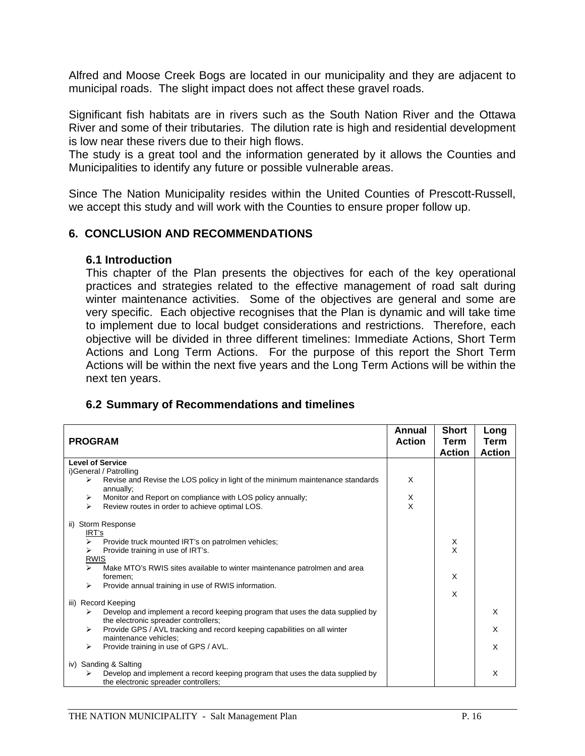Alfred and Moose Creek Bogs are located in our municipality and they are adjacent to municipal roads. The slight impact does not affect these gravel roads.

Significant fish habitats are in rivers such as the South Nation River and the Ottawa River and some of their tributaries. The dilution rate is high and residential development is low near these rivers due to their high flows.
The study is a great tool and the information generated by it allows the Counties and Municipalities to identify any future or possible vulnerable areas.

Since The Nation Municipality resides within the United Counties of Prescott-Russell, we accept this study and will work with the Counties to ensure proper follow up.

## 6. CONCLUSION AND RECOMMENDATIONS

### 6.1 Introduction

This chapter of the Plan presents the objectives for each of the key operational practices and strategies related to the effective management of road salt during winter maintenance activities. Some of the objectives are general and some are very specific. Each objective recognises that the Plan is dynamic and will take time to implement due to local budget considerations and restrictions. Therefore, each objective will be divided in three different timelines: Immediate Actions, Short Term Actions and Long Term Actions. For the purpose of this report the Short Term Actions will be within the next five years and the Long Term Actions will be within the next ten years.

### 6.2 Summary of Recommendations and timelines

| PROGRAM | Annual Action | Short Term Action | Long Term Action |
|---|---|---|---|
| **Level of Service** | | | |
| i)General / Patrolling | | | |
| ➢ Revise and Revise the LOS policy in light of the minimum maintenance standards annually; | X | | |
| ➢ Monitor and Report on compliance with LOS policy annually; | X | | |
| ➢ Review routes in order to achieve optimal LOS. | X | | |
| ii) Storm Response | | | |
| IRT's | | | |
| ➢ Provide truck mounted IRT's on patrolmen vehicles; | | X | |
| ➢ Provide training in use of IRT's. | | X | |
| RWIS | | | |
| ➢ Make MTO's RWIS sites available to winter maintenance patrolmen and area foremen; | | X | |
| ➢ Provide annual training in use of RWIS information. | | X | |
| iii) Record Keeping | | | |
| ➢ Develop and implement a record keeping program that uses the data supplied by the electronic spreader controllers; | | | X |
| ➢ Provide GPS / AVL tracking and record keeping capabilities on all winter maintenance vehicles; | | | X |
| ➢ Provide training in use of GPS / AVL. | | | X |
| iv) Sanding & Salting | | | |
| ➢ Develop and implement a record keeping program that uses the data supplied by the electronic spreader controllers; | | | X |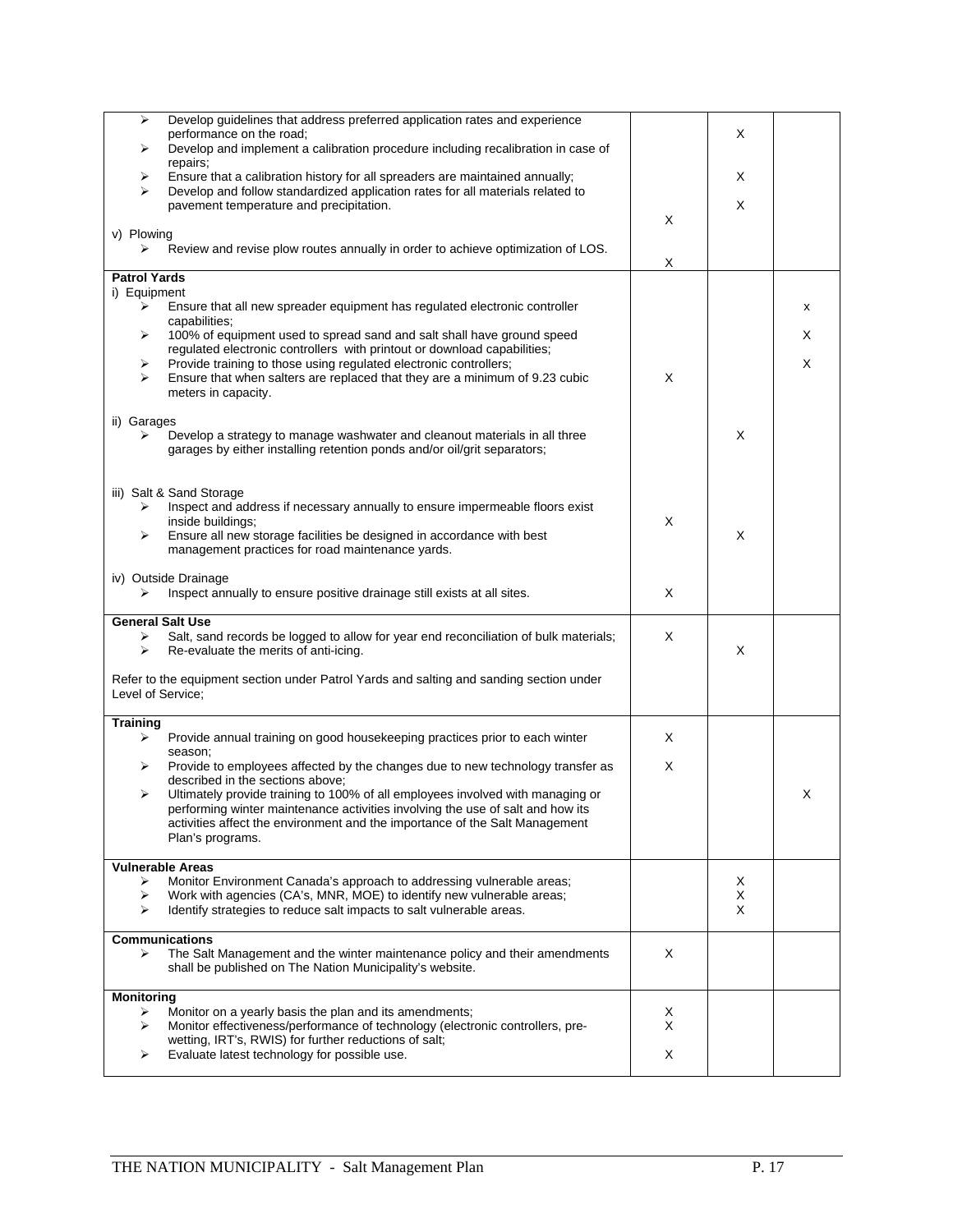| | | | |
|---|---|---|---|
| ➢ Develop guidelines that address preferred application rates and experience performance on the road; | | X | |
| ➢ Develop and implement a calibration procedure including recalibration in case of repairs; | | | |
| ➢ Ensure that a calibration history for all spreaders are maintained annually; | | X | |
| ➢ Develop and follow standardized application rates for all materials related to pavement temperature and precipitation. | | X | |
| v) Plowing | X | | |
| ➢ Review and revise plow routes annually in order to achieve optimization of LOS. | X | | |
| **Patrol Yards** | | | |
| i) Equipment | | | |
| ➢ Ensure that all new spreader equipment has regulated electronic controller capabilities; | | | x |
| ➢ 100% of equipment used to spread sand and salt shall have ground speed regulated electronic controllers with printout or download capabilities; | | | X |
| ➢ Provide training to those using regulated electronic controllers; | | | X |
| ➢ Ensure that when salters are replaced that they are a minimum of 9.23 cubic meters in capacity. | X | | |
| ii) Garages | | | |
| ➢ Develop a strategy to manage washwater and cleanout materials in all three garages by either installing retention ponds and/or oil/grit separators; | | X | |
| iii) Salt & Sand Storage | | | |
| ➢ Inspect and address if necessary annually to ensure impermeable floors exist inside buildings; | X | | |
| ➢ Ensure all new storage facilities be designed in accordance with best management practices for road maintenance yards. | | X | |
| iv) Outside Drainage | | | |
| ➢ Inspect annually to ensure positive drainage still exists at all sites. | X | | |
| **General Salt Use** | | | |
| ➢ Salt, sand records be logged to allow for year end reconciliation of bulk materials; | X | | |
| ➢ Re-evaluate the merits of anti-icing. | | X | |
| Refer to the equipment section under Patrol Yards and salting and sanding section under Level of Service; | | | |
| **Training** | | | |
| ➢ Provide annual training on good housekeeping practices prior to each winter season; | X | | |
| ➢ Provide to employees affected by the changes due to new technology transfer as described in the sections above; | X | | |
| ➢ Ultimately provide training to 100% of all employees involved with managing or performing winter maintenance activities involving the use of salt and how its activities affect the environment and the importance of the Salt Management Plan's programs. | | | X |
| **Vulnerable Areas** | | | |
| ➢ Monitor Environment Canada's approach to addressing vulnerable areas; | | X | |
| ➢ Work with agencies (CA's, MNR, MOE) to identify new vulnerable areas; | | X | |
| ➢ Identify strategies to reduce salt impacts to salt vulnerable areas. | | X | |
| **Communications** | | | |
| ➢ The Salt Management and the winter maintenance policy and their amendments shall be published on The Nation Municipality's website. | X | | |
| **Monitoring** | | | |
| ➢ Monitor on a yearly basis the plan and its amendments; | X | | |
| ➢ Monitor effectiveness/performance of technology (electronic controllers, pre-wetting, IRT's, RWIS) for further reductions of salt; | X | | |
| ➢ Evaluate latest technology for possible use. | X | | |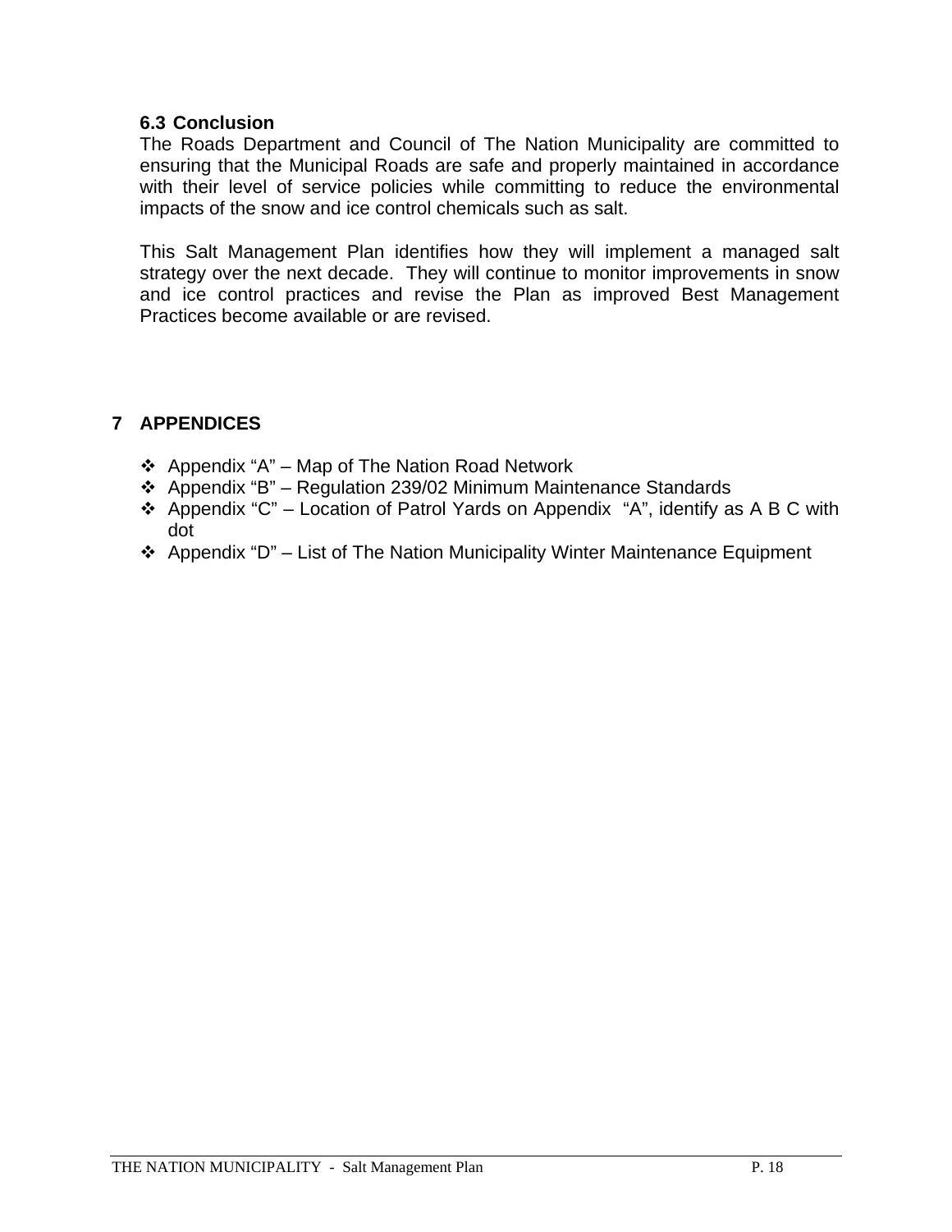### 6.3 Conclusion

The Roads Department and Council of The Nation Municipality are committed to ensuring that the Municipal Roads are safe and properly maintained in accordance with their level of service policies while committing to reduce the environmental impacts of the snow and ice control chemicals such as salt.

This Salt Management Plan identifies how they will implement a managed salt strategy over the next decade. They will continue to monitor improvements in snow and ice control practices and revise the Plan as improved Best Management Practices become available or are revised.

## 7 APPENDICES

- Appendix "A" – Map of The Nation Road Network
- Appendix "B" – Regulation 239/02 Minimum Maintenance Standards
- Appendix "C" – Location of Patrol Yards on Appendix "A", identify as A B C with dot
- Appendix "D" – List of The Nation Municipality Winter Maintenance Equipment